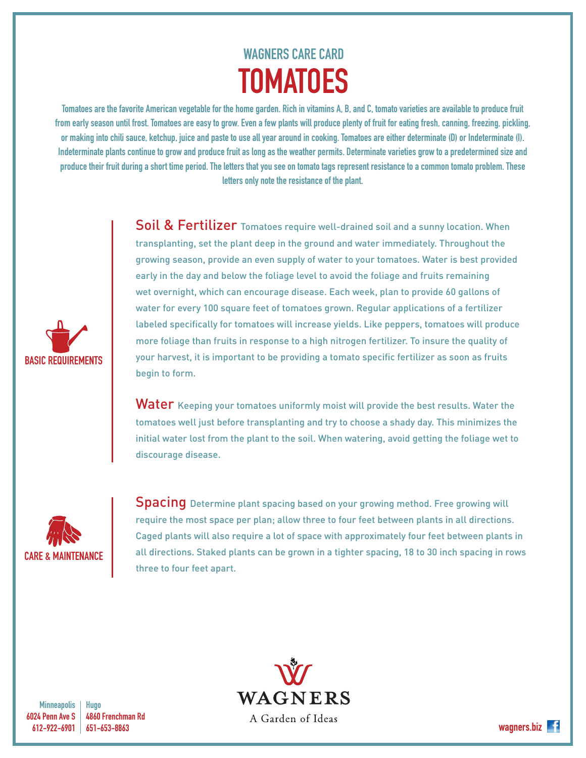## WAGNERS CARE CARD

# TOMATOES

Tomatoes are the favorite American vegetable for the home garden. Rich in vitamins A, B, and C, tomato varieties are available to produce fruit from early season until frost. Tomatoes are easy to grow. Even a few plants will produce plenty of fruit for eating fresh, canning, freezing, pickling, or making into chili sauce, ketchup, juice and paste to use all year around in cooking. Tomatoes are either determinate (D) or Indeterminate (I). Indeterminate plants continue to grow and produce fruit as long as the weather permits. Determinate varieties grow to a predetermined size and produce their fruit during a short time period. The letters that you see on tomato tags represent resistance to a common tomato problem. These letters only note the resistance of the plant.

## BASIC REQUIREMENTS

**Soil & Fertilizer** Tomatoes require well-drained soil and a sunny location. When transplanting, set the plant deep in the ground and water immediately. Throughout the growing season, provide an even supply of water to your tomatoes. Water is best provided early in the day and below the foliage level to avoid the foliage and fruits remaining wet overnight, which can encourage disease. Each week, plan to provide 60 gallons of water for every 100 square feet of tomatoes grown. Regular applications of a fertilizer labeled specifically for tomatoes will increase yields. Like peppers, tomatoes will produce more foliage than fruits in response to a high nitrogen fertilizer. To insure the quality of your harvest, it is important to be providing a tomato specific fertilizer as soon as fruits begin to form.

**Water** Keeping your tomatoes uniformly moist will provide the best results. Water the tomatoes well just before transplanting and try to choose a shady day. This minimizes the initial water lost from the plant to the soil. When watering, avoid getting the foliage wet to discourage disease.

## CARE & MAINTENANCE

**Spacing** Determine plant spacing based on your growing method. Free growing will require the most space per plan; allow three to four feet between plants in all directions. Caged plants will also require a lot of space with approximately four feet between plants in all directions. Staked plants can be grown in a tighter spacing, 18 to 30 inch spacing in rows three to four feet apart.

WAGNERS
A Garden of Ideas

| Minneapolis | Hugo |
|---|---|
| 6024 Penn Ave S | 4860 Frenchman Rd |
| 612-922-6901 | 651-653-8863 |

wagners.biz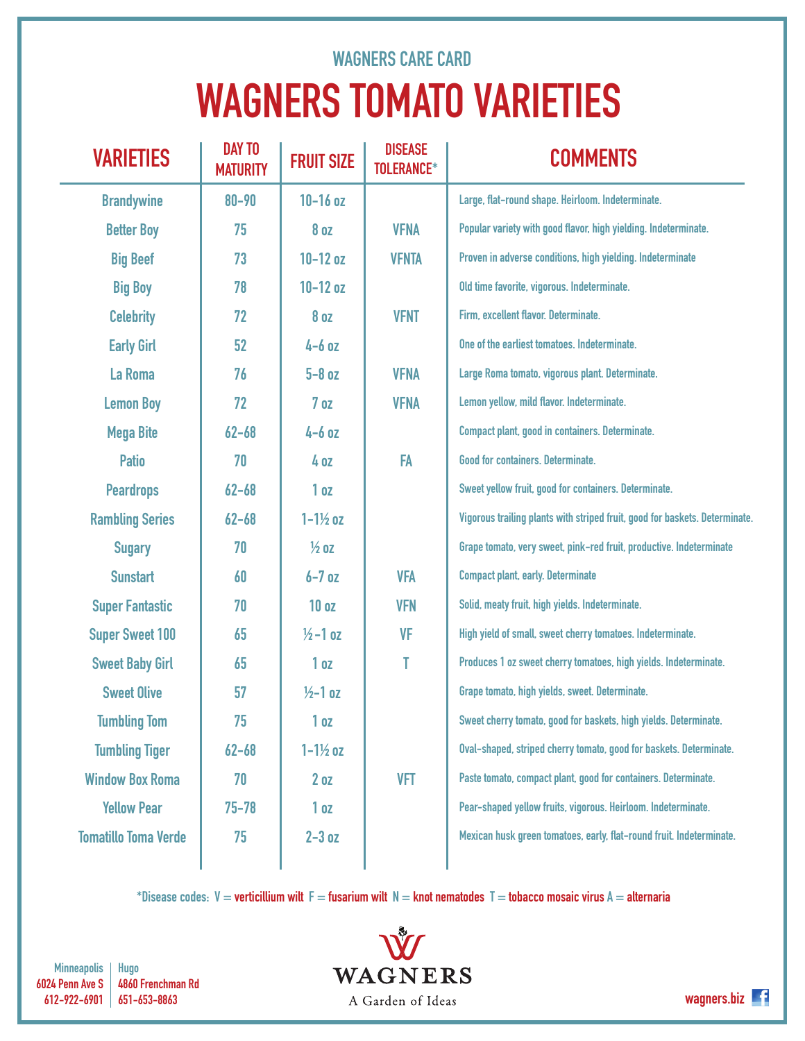WAGNERS CARE CARD

# WAGNERS TOMATO VARIETIES

| VARIETIES | DAY TO MATURITY | FRUIT SIZE | DISEASE TOLERANCE* | COMMENTS |
|---|---|---|---|---|
| Brandywine | 80–90 | 10–16 oz | | Large, flat-round shape. Heirloom. Indeterminate. |
| Better Boy | 75 | 8 oz | VFNA | Popular variety with good flavor, high yielding. Indeterminate. |
| Big Beef | 73 | 10–12 oz | VFNTA | Proven in adverse conditions, high yielding. Indeterminate |
| Big Boy | 78 | 10–12 oz | | Old time favorite, vigorous. Indeterminate. |
| Celebrity | 72 | 8 oz | VFNT | Firm, excellent flavor. Determinate. |
| Early Girl | 52 | 4–6 oz | | One of the earliest tomatoes. Indeterminate. |
| La Roma | 76 | 5–8 oz | VFNA | Large Roma tomato, vigorous plant. Determinate. |
| Lemon Boy | 72 | 7 oz | VFNA | Lemon yellow, mild flavor. Indeterminate. |
| Mega Bite | 62–68 | 4–6 oz | | Compact plant, good in containers. Determinate. |
| Patio | 70 | 4 oz | FA | Good for containers. Determinate. |
| Peardrops | 62–68 | 1 oz | | Sweet yellow fruit, good for containers. Determinate. |
| Rambling Series | 62–68 | 1–1½ oz | | Vigorous trailing plants with striped fruit, good for baskets. Determinate. |
| Sugary | 70 | ½ oz | | Grape tomato, very sweet, pink-red fruit, productive. Indeterminate |
| Sunstart | 60 | 6–7 oz | VFA | Compact plant, early. Determinate |
| Super Fantastic | 70 | 10 oz | VFN | Solid, meaty fruit, high yields. Indeterminate. |
| Super Sweet 100 | 65 | ½–1 oz | VF | High yield of small, sweet cherry tomatoes. Indeterminate. |
| Sweet Baby Girl | 65 | 1 oz | T | Produces 1 oz sweet cherry tomatoes, high yields. Indeterminate. |
| Sweet Olive | 57 | ½–1 oz | | Grape tomato, high yields, sweet. Determinate. |
| Tumbling Tom | 75 | 1 oz | | Sweet cherry tomato, good for baskets, high yields. Determinate. |
| Tumbling Tiger | 62–68 | 1–1½ oz | | Oval-shaped, striped cherry tomato, good for baskets. Determinate. |
| Window Box Roma | 70 | 2 oz | VFT | Paste tomato, compact plant, good for containers. Determinate. |
| Yellow Pear | 75–78 | 1 oz | | Pear-shaped yellow fruits, vigorous. Heirloom. Indeterminate. |
| Tomatillo Toma Verde | 75 | 2–3 oz | | Mexican husk green tomatoes, early, flat-round fruit. Indeterminate. |

*Disease codes: V = verticillium wilt F = fusarium wilt N = knot nematodes T = tobacco mosaic virus A = alternaria

Minneapolis
6024 Penn Ave S
612-922-6901

Hugo
4860 Frenchman Rd
651-653-8863

WAGNERS
A Garden of Ideas

wagners.biz